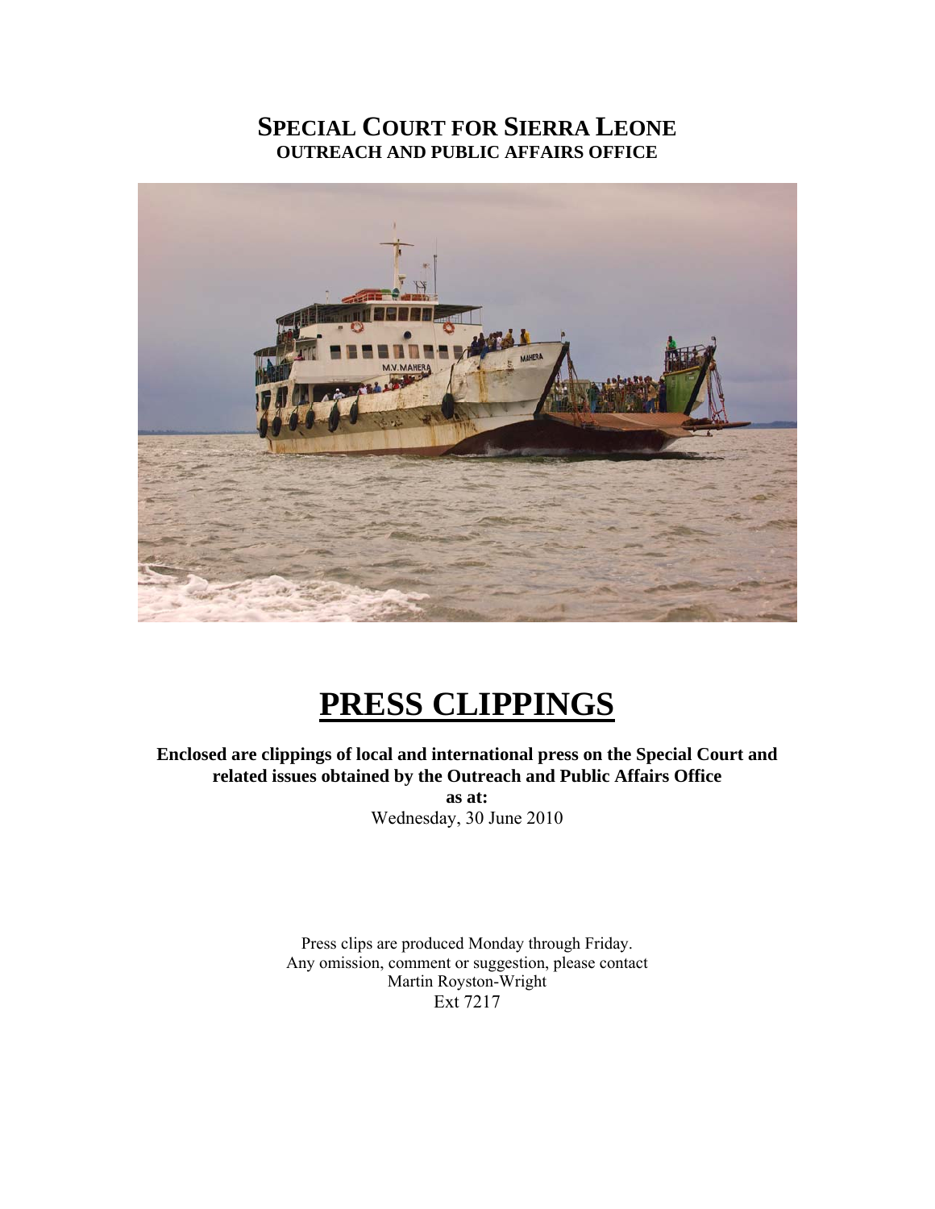# SPECIAL COURT FOR SIERRA LEONE
## OUTREACH AND PUBLIC AFFAIRS OFFICE

# PRESS CLIPPINGS

**Enclosed are clippings of local and international press on the Special Court and related issues obtained by the Outreach and Public Affairs Office**

**as at:**

Wednesday, 30 June 2010

Press clips are produced Monday through Friday.
Any omission, comment or suggestion, please contact
Martin Royston-Wright
Ext 7217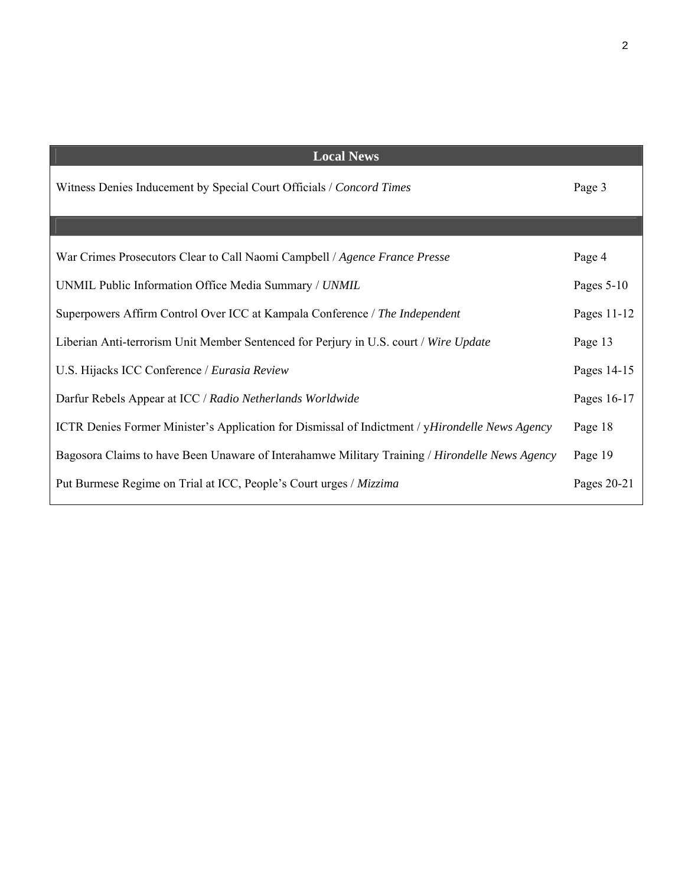| Local News | |
|---|---|
| Witness Denies Inducement by Special Court Officials / *Concord Times* | Page 3 |
| | |
| War Crimes Prosecutors Clear to Call Naomi Campbell / *Agence France Presse* | Page 4 |
| UNMIL Public Information Office Media Summary / *UNMIL* | Pages 5-10 |
| Superpowers Affirm Control Over ICC at Kampala Conference / *The Independent* | Pages 11-12 |
| Liberian Anti-terrorism Unit Member Sentenced for Perjury in U.S. court / *Wire Update* | Page 13 |
| U.S. Hijacks ICC Conference / *Eurasia Review* | Pages 14-15 |
| Darfur Rebels Appear at ICC / *Radio Netherlands Worldwide* | Pages 16-17 |
| ICTR Denies Former Minister's Application for Dismissal of Indictment / y*Hirondelle News Agency* | Page 18 |
| Bagosora Claims to have Been Unaware of Interahamwe Military Training / *Hirondelle News Agency* | Page 19 |
| Put Burmese Regime on Trial at ICC, People's Court urges / *Mizzima* | Pages 20-21 |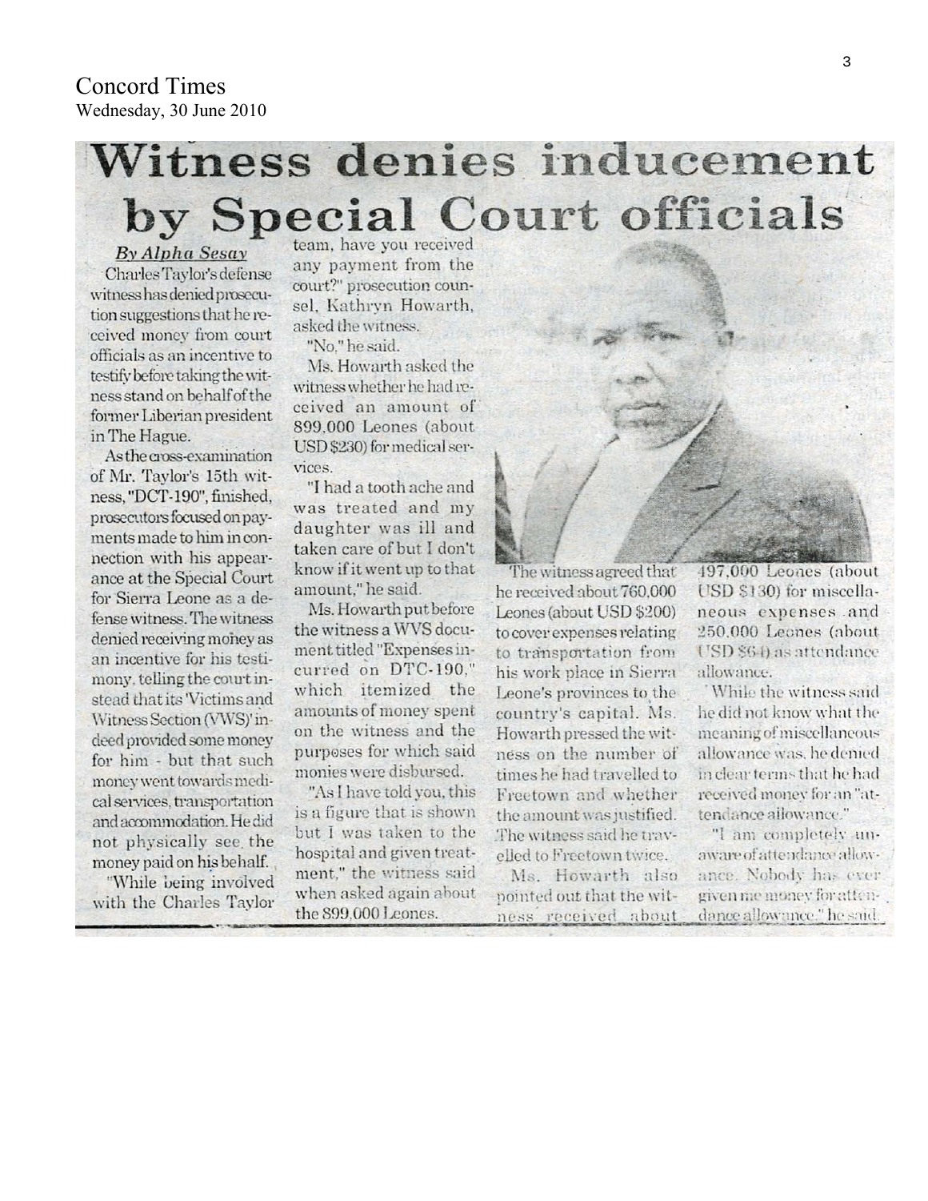Concord Times
Wednesday, 30 June 2010

# Witness denies inducement by Special Court officials

*By Alpha Sesay*

Charles Taylor's defense witness has denied prosecution suggestions that he received money from court officials as an incentive to testify before taking the witness stand on behalf of the former Liberian president in The Hague.

As the cross-examination of Mr. Taylor's 15th witness, "DCT-190", finished, prosecutors focused on payments made to him in connection with his appearance at the Special Court for Sierra Leone as a defense witness. The witness denied receiving money as an incentive for his testimony, telling the court instead that its 'Victims and Witness Section (VWS)' indeed provided some money for him - but that such money went towards medical services, transportation and accommodation. He did not physically see the money paid on his behalf.

"While being involved with the Charles Taylor team, have you received any payment from the court?" prosecution counsel, Kathryn Howarth, asked the witness.

"No," he said.

Ms. Howarth asked the witness whether he had received an amount of 899,000 Leones (about USD $230) for medical services.

"I had a tooth ache and was treated and my daughter was ill and taken care of but I don't know if it went up to that amount," he said.

Ms. Howarth put before the witness a WVS document titled "Expenses incurred on DTC-190," which itemized the amounts of money spent on the witness and the purposes for which said monies were disbursed.

"As I have told you, this is a figure that is shown but I was taken to the hospital and given treatment," the witness said when asked again about the 899,000 Leones.

The witness agreed that he received about 760,000 Leones (about USD $200) to cover expenses relating to transportation from his work place in Sierra Leone's provinces to the country's capital. Ms. Howarth pressed the witness on the number of times he had travelled to Freetown and whether the amount was justified. The witness said he travelled to Freetown twice.

Ms. Howarth also pointed out that the witness received about 497,000 Leones (about USD $130) for miscellaneous expenses and 250,000 Leones (about USD $64) as attendance allowance.

While the witness said he did not know what the meaning of miscellaneous allowance was, he denied in clear terms that he had received money for an "attendance allowance."

"I am completely unaware of attendance allowance. Nobody has ever given me money for attendance allowance," he said.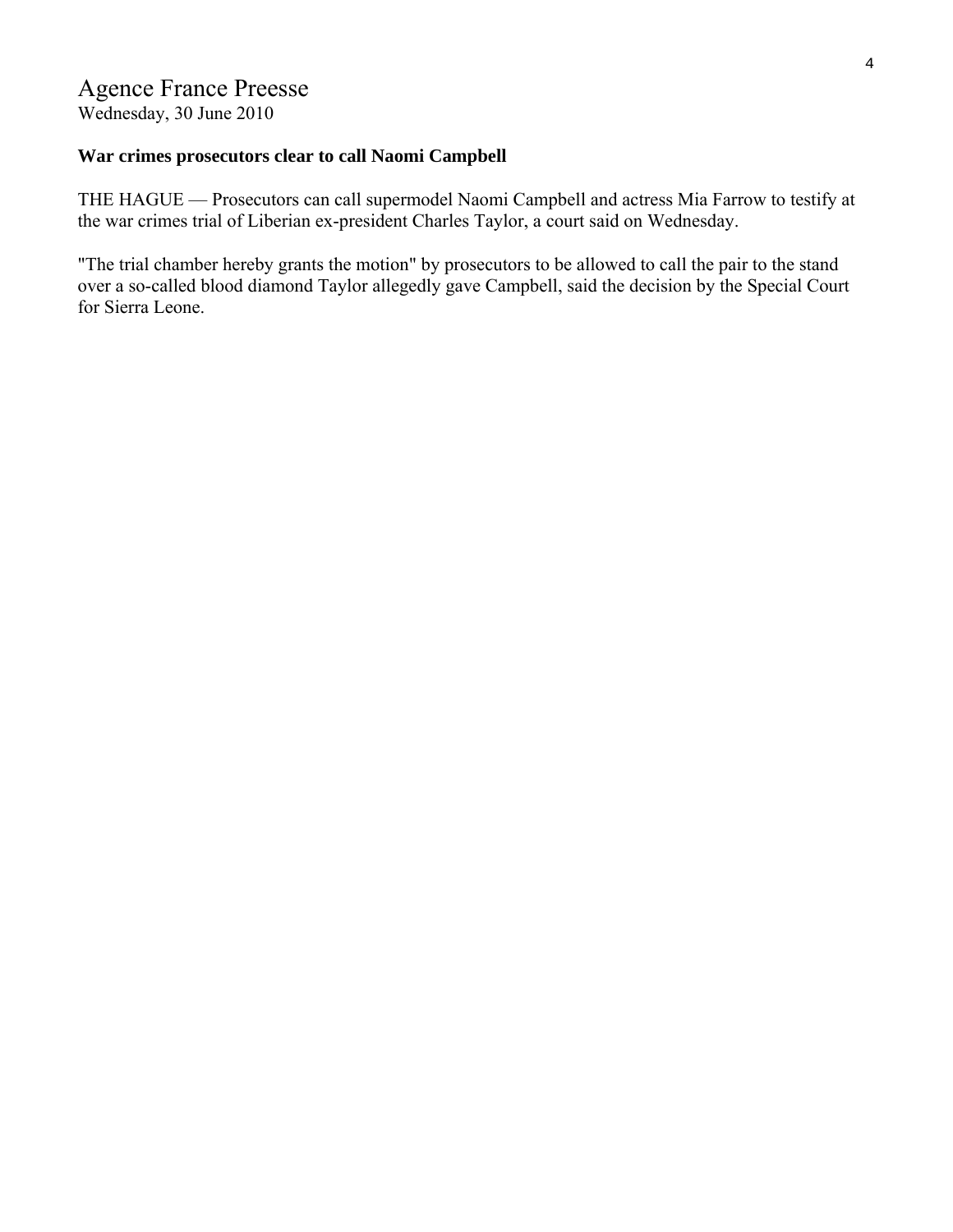Agence France Preesse
Wednesday, 30 June 2010

**War crimes prosecutors clear to call Naomi Campbell**

THE HAGUE — Prosecutors can call supermodel Naomi Campbell and actress Mia Farrow to testify at the war crimes trial of Liberian ex-president Charles Taylor, a court said on Wednesday.

"The trial chamber hereby grants the motion" by prosecutors to be allowed to call the pair to the stand over a so-called blood diamond Taylor allegedly gave Campbell, said the decision by the Special Court for Sierra Leone.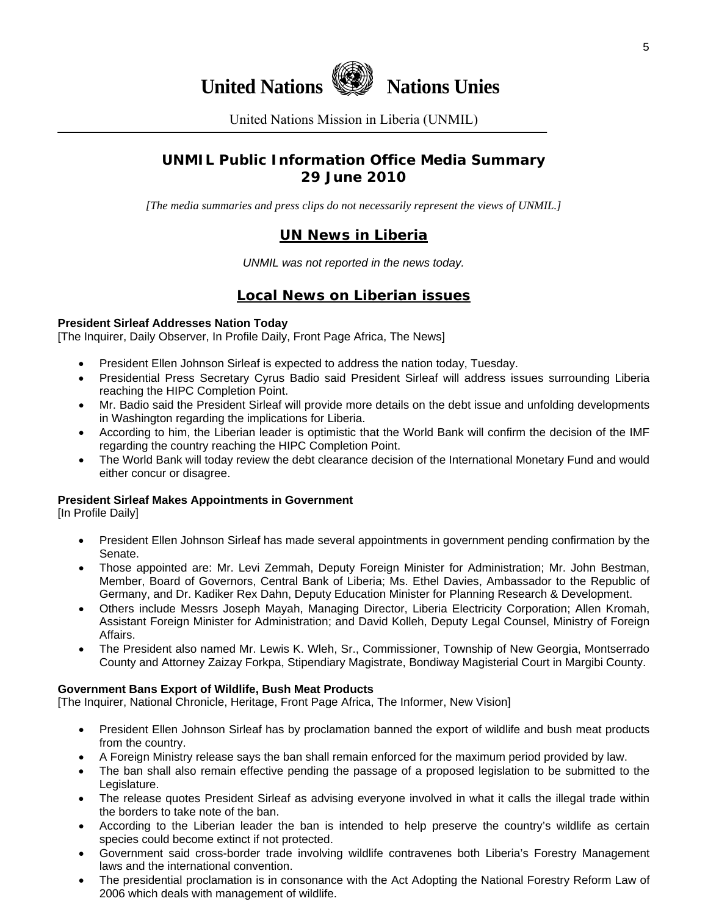# United Nations Nations Unies

United Nations Mission in Liberia (UNMIL)

## UNMIL Public Information Office Media Summary
## 29 June 2010

*[The media summaries and press clips do not necessarily represent the views of UNMIL.]*

## UN News in Liberia

*UNMIL was not reported in the news today.*

## Local News on Liberian issues

**President Sirleaf Addresses Nation Today**
[The Inquirer, Daily Observer, In Profile Daily, Front Page Africa, The News]

- President Ellen Johnson Sirleaf is expected to address the nation today, Tuesday.
- Presidential Press Secretary Cyrus Badio said President Sirleaf will address issues surrounding Liberia reaching the HIPC Completion Point.
- Mr. Badio said the President Sirleaf will provide more details on the debt issue and unfolding developments in Washington regarding the implications for Liberia.
- According to him, the Liberian leader is optimistic that the World Bank will confirm the decision of the IMF regarding the country reaching the HIPC Completion Point.
- The World Bank will today review the debt clearance decision of the International Monetary Fund and would either concur or disagree.

**President Sirleaf Makes Appointments in Government**
[In Profile Daily]

- President Ellen Johnson Sirleaf has made several appointments in government pending confirmation by the Senate.
- Those appointed are: Mr. Levi Zemmah, Deputy Foreign Minister for Administration; Mr. John Bestman, Member, Board of Governors, Central Bank of Liberia; Ms. Ethel Davies, Ambassador to the Republic of Germany, and Dr. Kadiker Rex Dahn, Deputy Education Minister for Planning Research & Development.
- Others include Messrs Joseph Mayah, Managing Director, Liberia Electricity Corporation; Allen Kromah, Assistant Foreign Minister for Administration; and David Kolleh, Deputy Legal Counsel, Ministry of Foreign Affairs.
- The President also named Mr. Lewis K. Wleh, Sr., Commissioner, Township of New Georgia, Montserrado County and Attorney Zaizay Forkpa, Stipendiary Magistrate, Bondiway Magisterial Court in Margibi County.

**Government Bans Export of Wildlife, Bush Meat Products**
[The Inquirer, National Chronicle, Heritage, Front Page Africa, The Informer, New Vision]

- President Ellen Johnson Sirleaf has by proclamation banned the export of wildlife and bush meat products from the country.
- A Foreign Ministry release says the ban shall remain enforced for the maximum period provided by law.
- The ban shall also remain effective pending the passage of a proposed legislation to be submitted to the Legislature.
- The release quotes President Sirleaf as advising everyone involved in what it calls the illegal trade within the borders to take note of the ban.
- According to the Liberian leader the ban is intended to help preserve the country's wildlife as certain species could become extinct if not protected.
- Government said cross-border trade involving wildlife contravenes both Liberia's Forestry Management laws and the international convention.
- The presidential proclamation is in consonance with the Act Adopting the National Forestry Reform Law of 2006 which deals with management of wildlife.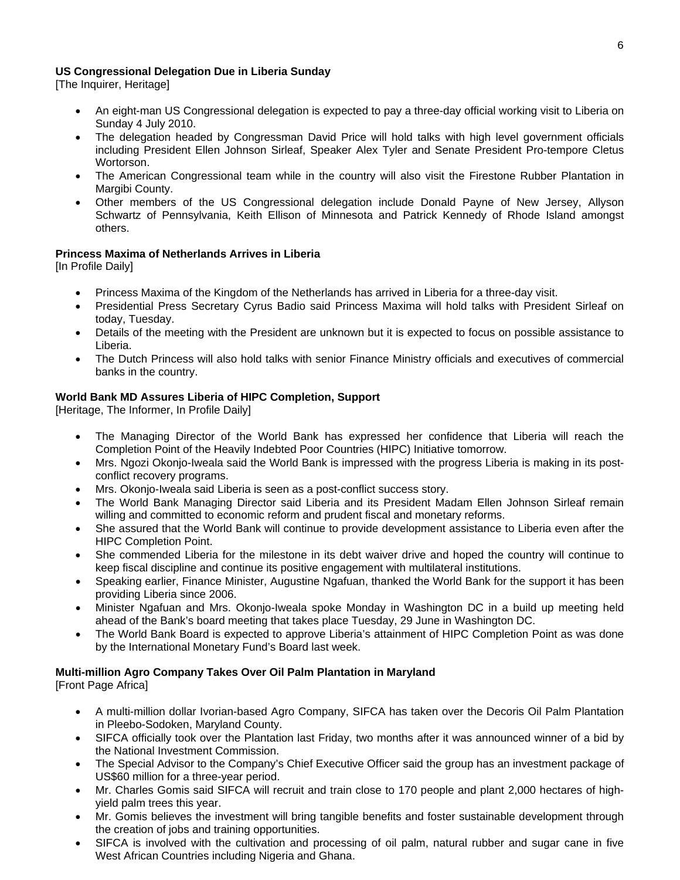**US Congressional Delegation Due in Liberia Sunday**
[The Inquirer, Heritage]

- An eight-man US Congressional delegation is expected to pay a three-day official working visit to Liberia on Sunday 4 July 2010.
- The delegation headed by Congressman David Price will hold talks with high level government officials including President Ellen Johnson Sirleaf, Speaker Alex Tyler and Senate President Pro-tempore Cletus Wortorson.
- The American Congressional team while in the country will also visit the Firestone Rubber Plantation in Margibi County.
- Other members of the US Congressional delegation include Donald Payne of New Jersey, Allyson Schwartz of Pennsylvania, Keith Ellison of Minnesota and Patrick Kennedy of Rhode Island amongst others.

**Princess Maxima of Netherlands Arrives in Liberia**
[In Profile Daily]

- Princess Maxima of the Kingdom of the Netherlands has arrived in Liberia for a three-day visit.
- Presidential Press Secretary Cyrus Badio said Princess Maxima will hold talks with President Sirleaf on today, Tuesday.
- Details of the meeting with the President are unknown but it is expected to focus on possible assistance to Liberia.
- The Dutch Princess will also hold talks with senior Finance Ministry officials and executives of commercial banks in the country.

**World Bank MD Assures Liberia of HIPC Completion, Support**
[Heritage, The Informer, In Profile Daily]

- The Managing Director of the World Bank has expressed her confidence that Liberia will reach the Completion Point of the Heavily Indebted Poor Countries (HIPC) Initiative tomorrow.
- Mrs. Ngozi Okonjo-Iweala said the World Bank is impressed with the progress Liberia is making in its post-conflict recovery programs.
- Mrs. Okonjo-Iweala said Liberia is seen as a post-conflict success story.
- The World Bank Managing Director said Liberia and its President Madam Ellen Johnson Sirleaf remain willing and committed to economic reform and prudent fiscal and monetary reforms.
- She assured that the World Bank will continue to provide development assistance to Liberia even after the HIPC Completion Point.
- She commended Liberia for the milestone in its debt waiver drive and hoped the country will continue to keep fiscal discipline and continue its positive engagement with multilateral institutions.
- Speaking earlier, Finance Minister, Augustine Ngafuan, thanked the World Bank for the support it has been providing Liberia since 2006.
- Minister Ngafuan and Mrs. Okonjo-Iweala spoke Monday in Washington DC in a build up meeting held ahead of the Bank's board meeting that takes place Tuesday, 29 June in Washington DC.
- The World Bank Board is expected to approve Liberia's attainment of HIPC Completion Point as was done by the International Monetary Fund's Board last week.

**Multi-million Agro Company Takes Over Oil Palm Plantation in Maryland**
[Front Page Africa]

- A multi-million dollar Ivorian-based Agro Company, SIFCA has taken over the Decoris Oil Palm Plantation in Pleebo-Sodoken, Maryland County.
- SIFCA officially took over the Plantation last Friday, two months after it was announced winner of a bid by the National Investment Commission.
- The Special Advisor to the Company's Chief Executive Officer said the group has an investment package of US$60 million for a three-year period.
- Mr. Charles Gomis said SIFCA will recruit and train close to 170 people and plant 2,000 hectares of high-yield palm trees this year.
- Mr. Gomis believes the investment will bring tangible benefits and foster sustainable development through the creation of jobs and training opportunities.
- SIFCA is involved with the cultivation and processing of oil palm, natural rubber and sugar cane in five West African Countries including Nigeria and Ghana.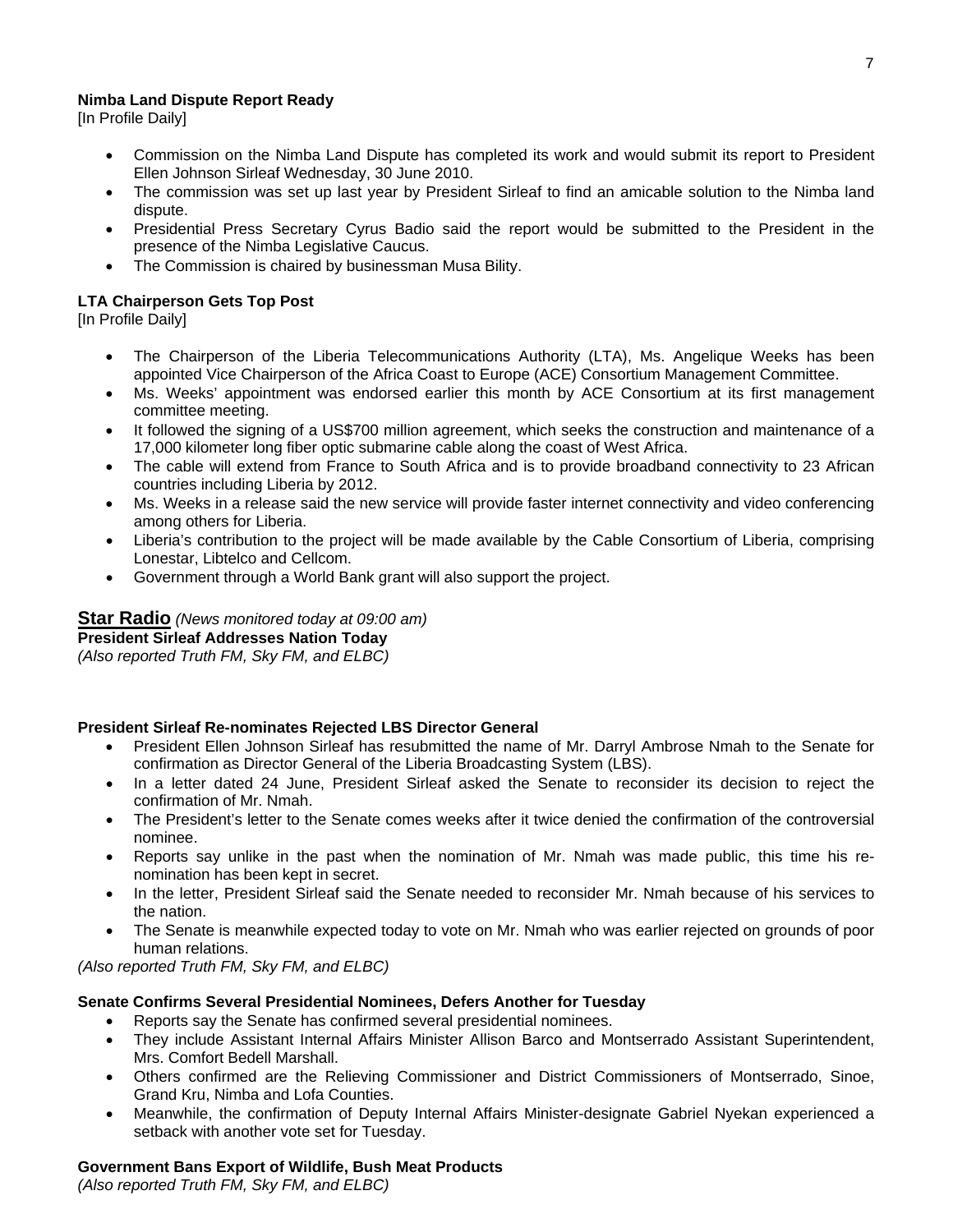**Nimba Land Dispute Report Ready**
[In Profile Daily]

- Commission on the Nimba Land Dispute has completed its work and would submit its report to President Ellen Johnson Sirleaf Wednesday, 30 June 2010.
- The commission was set up last year by President Sirleaf to find an amicable solution to the Nimba land dispute.
- Presidential Press Secretary Cyrus Badio said the report would be submitted to the President in the presence of the Nimba Legislative Caucus.
- The Commission is chaired by businessman Musa Bility.

**LTA Chairperson Gets Top Post**
[In Profile Daily]

- The Chairperson of the Liberia Telecommunications Authority (LTA), Ms. Angelique Weeks has been appointed Vice Chairperson of the Africa Coast to Europe (ACE) Consortium Management Committee.
- Ms. Weeks' appointment was endorsed earlier this month by ACE Consortium at its first management committee meeting.
- It followed the signing of a US$700 million agreement, which seeks the construction and maintenance of a 17,000 kilometer long fiber optic submarine cable along the coast of West Africa.
- The cable will extend from France to South Africa and is to provide broadband connectivity to 23 African countries including Liberia by 2012.
- Ms. Weeks in a release said the new service will provide faster internet connectivity and video conferencing among others for Liberia.
- Liberia's contribution to the project will be made available by the Cable Consortium of Liberia, comprising Lonestar, Libtelco and Cellcom.
- Government through a World Bank grant will also support the project.

## Star Radio *(News monitored today at 09:00 am)*

**President Sirleaf Addresses Nation Today**
*(Also reported Truth FM, Sky FM, and ELBC)*

**President Sirleaf Re-nominates Rejected LBS Director General**

- President Ellen Johnson Sirleaf has resubmitted the name of Mr. Darryl Ambrose Nmah to the Senate for confirmation as Director General of the Liberia Broadcasting System (LBS).
- In a letter dated 24 June, President Sirleaf asked the Senate to reconsider its decision to reject the confirmation of Mr. Nmah.
- The President's letter to the Senate comes weeks after it twice denied the confirmation of the controversial nominee.
- Reports say unlike in the past when the nomination of Mr. Nmah was made public, this time his re-nomination has been kept in secret.
- In the letter, President Sirleaf said the Senate needed to reconsider Mr. Nmah because of his services to the nation.
- The Senate is meanwhile expected today to vote on Mr. Nmah who was earlier rejected on grounds of poor human relations.

*(Also reported Truth FM, Sky FM, and ELBC)*

**Senate Confirms Several Presidential Nominees, Defers Another for Tuesday**

- Reports say the Senate has confirmed several presidential nominees.
- They include Assistant Internal Affairs Minister Allison Barco and Montserrado Assistant Superintendent, Mrs. Comfort Bedell Marshall.
- Others confirmed are the Relieving Commissioner and District Commissioners of Montserrado, Sinoe, Grand Kru, Nimba and Lofa Counties.
- Meanwhile, the confirmation of Deputy Internal Affairs Minister-designate Gabriel Nyekan experienced a setback with another vote set for Tuesday.

**Government Bans Export of Wildlife, Bush Meat Products**
*(Also reported Truth FM, Sky FM, and ELBC)*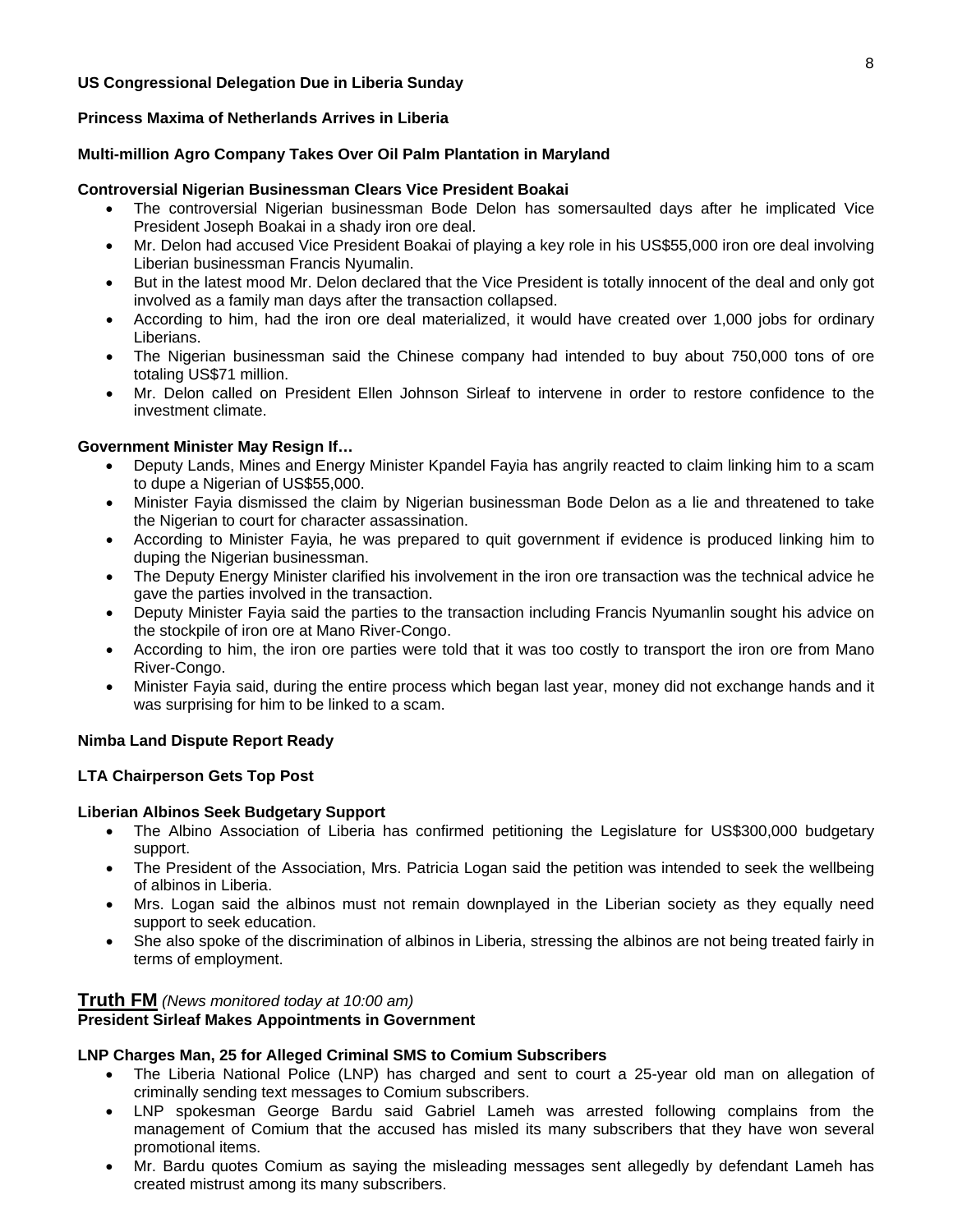**US Congressional Delegation Due in Liberia Sunday**

**Princess Maxima of Netherlands Arrives in Liberia**

**Multi-million Agro Company Takes Over Oil Palm Plantation in Maryland**

**Controversial Nigerian Businessman Clears Vice President Boakai**

- The controversial Nigerian businessman Bode Delon has somersaulted days after he implicated Vice President Joseph Boakai in a shady iron ore deal.
- Mr. Delon had accused Vice President Boakai of playing a key role in his US$55,000 iron ore deal involving Liberian businessman Francis Nyumalin.
- But in the latest mood Mr. Delon declared that the Vice President is totally innocent of the deal and only got involved as a family man days after the transaction collapsed.
- According to him, had the iron ore deal materialized, it would have created over 1,000 jobs for ordinary Liberians.
- The Nigerian businessman said the Chinese company had intended to buy about 750,000 tons of ore totaling US$71 million.
- Mr. Delon called on President Ellen Johnson Sirleaf to intervene in order to restore confidence to the investment climate.

**Government Minister May Resign If…**

- Deputy Lands, Mines and Energy Minister Kpandel Fayia has angrily reacted to claim linking him to a scam to dupe a Nigerian of US$55,000.
- Minister Fayia dismissed the claim by Nigerian businessman Bode Delon as a lie and threatened to take the Nigerian to court for character assassination.
- According to Minister Fayia, he was prepared to quit government if evidence is produced linking him to duping the Nigerian businessman.
- The Deputy Energy Minister clarified his involvement in the iron ore transaction was the technical advice he gave the parties involved in the transaction.
- Deputy Minister Fayia said the parties to the transaction including Francis Nyumanlin sought his advice on the stockpile of iron ore at Mano River-Congo.
- According to him, the iron ore parties were told that it was too costly to transport the iron ore from Mano River-Congo.
- Minister Fayia said, during the entire process which began last year, money did not exchange hands and it was surprising for him to be linked to a scam.

**Nimba Land Dispute Report Ready**

**LTA Chairperson Gets Top Post**

**Liberian Albinos Seek Budgetary Support**

- The Albino Association of Liberia has confirmed petitioning the Legislature for US$300,000 budgetary support.
- The President of the Association, Mrs. Patricia Logan said the petition was intended to seek the wellbeing of albinos in Liberia.
- Mrs. Logan said the albinos must not remain downplayed in the Liberian society as they equally need support to seek education.
- She also spoke of the discrimination of albinos in Liberia, stressing the albinos are not being treated fairly in terms of employment.

## Truth FM *(News monitored today at 10:00 am)*

**President Sirleaf Makes Appointments in Government**

**LNP Charges Man, 25 for Alleged Criminal SMS to Comium Subscribers**

- The Liberia National Police (LNP) has charged and sent to court a 25-year old man on allegation of criminally sending text messages to Comium subscribers.
- LNP spokesman George Bardu said Gabriel Lameh was arrested following complains from the management of Comium that the accused has misled its many subscribers that they have won several promotional items.
- Mr. Bardu quotes Comium as saying the misleading messages sent allegedly by defendant Lameh has created mistrust among its many subscribers.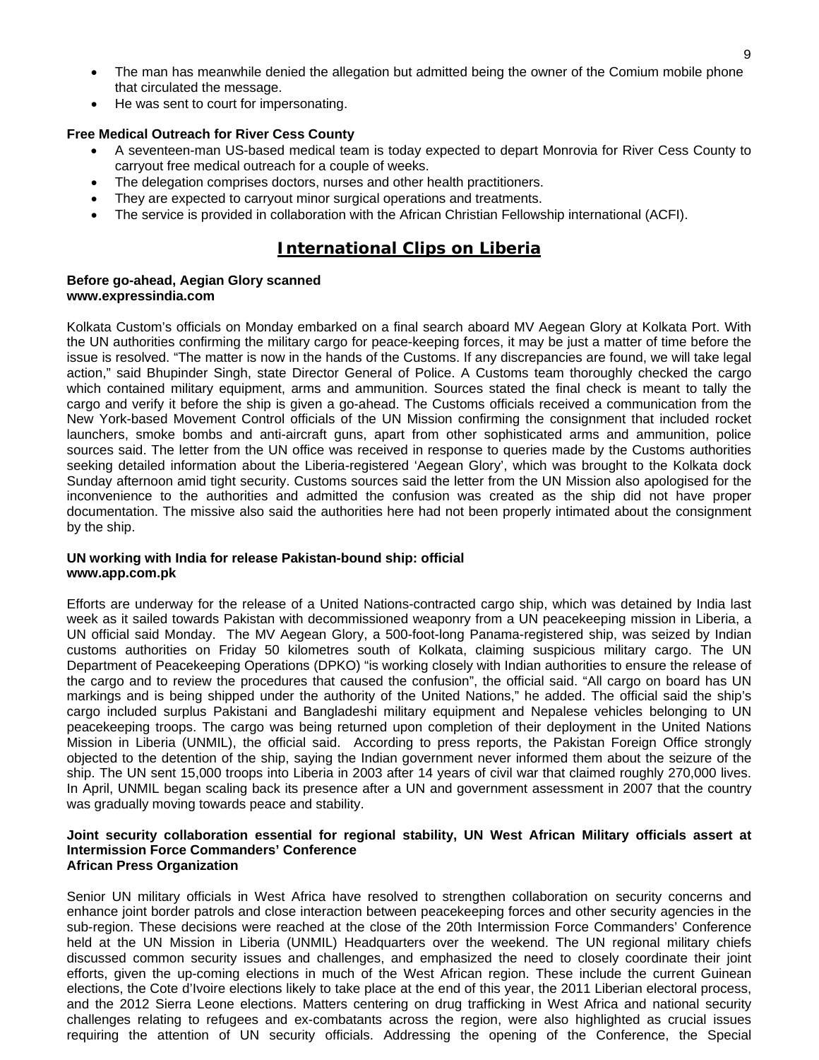- The man has meanwhile denied the allegation but admitted being the owner of the Comium mobile phone that circulated the message.
- He was sent to court for impersonating.

**Free Medical Outreach for River Cess County**

- A seventeen-man US-based medical team is today expected to depart Monrovia for River Cess County to carryout free medical outreach for a couple of weeks.
- The delegation comprises doctors, nurses and other health practitioners.
- They are expected to carryout minor surgical operations and treatments.
- The service is provided in collaboration with the African Christian Fellowship international (ACFI).

## International Clips on Liberia

**Before go-ahead, Aegian Glory scanned**
**www.expressindia.com**

Kolkata Custom's officials on Monday embarked on a final search aboard MV Aegean Glory at Kolkata Port. With the UN authorities confirming the military cargo for peace-keeping forces, it may be just a matter of time before the issue is resolved. "The matter is now in the hands of the Customs. If any discrepancies are found, we will take legal action," said Bhupinder Singh, state Director General of Police. A Customs team thoroughly checked the cargo which contained military equipment, arms and ammunition. Sources stated the final check is meant to tally the cargo and verify it before the ship is given a go-ahead. The Customs officials received a communication from the New York-based Movement Control officials of the UN Mission confirming the consignment that included rocket launchers, smoke bombs and anti-aircraft guns, apart from other sophisticated arms and ammunition, police sources said. The letter from the UN office was received in response to queries made by the Customs authorities seeking detailed information about the Liberia-registered 'Aegean Glory', which was brought to the Kolkata dock Sunday afternoon amid tight security. Customs sources said the letter from the UN Mission also apologised for the inconvenience to the authorities and admitted the confusion was created as the ship did not have proper documentation. The missive also said the authorities here had not been properly intimated about the consignment by the ship.

**UN working with India for release Pakistan-bound ship: official**
**www.app.com.pk**

Efforts are underway for the release of a United Nations-contracted cargo ship, which was detained by India last week as it sailed towards Pakistan with decommissioned weaponry from a UN peacekeeping mission in Liberia, a UN official said Monday. The MV Aegean Glory, a 500-foot-long Panama-registered ship, was seized by Indian customs authorities on Friday 50 kilometres south of Kolkata, claiming suspicious military cargo. The UN Department of Peacekeeping Operations (DPKO) "is working closely with Indian authorities to ensure the release of the cargo and to review the procedures that caused the confusion", the official said. "All cargo on board has UN markings and is being shipped under the authority of the United Nations," he added. The official said the ship's cargo included surplus Pakistani and Bangladeshi military equipment and Nepalese vehicles belonging to UN peacekeeping troops. The cargo was being returned upon completion of their deployment in the United Nations Mission in Liberia (UNMIL), the official said. According to press reports, the Pakistan Foreign Office strongly objected to the detention of the ship, saying the Indian government never informed them about the seizure of the ship. The UN sent 15,000 troops into Liberia in 2003 after 14 years of civil war that claimed roughly 270,000 lives. In April, UNMIL began scaling back its presence after a UN and government assessment in 2007 that the country was gradually moving towards peace and stability.

**Joint security collaboration essential for regional stability, UN West African Military officials assert at Intermission Force Commanders' Conference**
**African Press Organization**

Senior UN military officials in West Africa have resolved to strengthen collaboration on security concerns and enhance joint border patrols and close interaction between peacekeeping forces and other security agencies in the sub-region. These decisions were reached at the close of the 20th Intermission Force Commanders' Conference held at the UN Mission in Liberia (UNMIL) Headquarters over the weekend. The UN regional military chiefs discussed common security issues and challenges, and emphasized the need to closely coordinate their joint efforts, given the up-coming elections in much of the West African region. These include the current Guinean elections, the Cote d'Ivoire elections likely to take place at the end of this year, the 2011 Liberian electoral process, and the 2012 Sierra Leone elections. Matters centering on drug trafficking in West Africa and national security challenges relating to refugees and ex-combatants across the region, were also highlighted as crucial issues requiring the attention of UN security officials. Addressing the opening of the Conference, the Special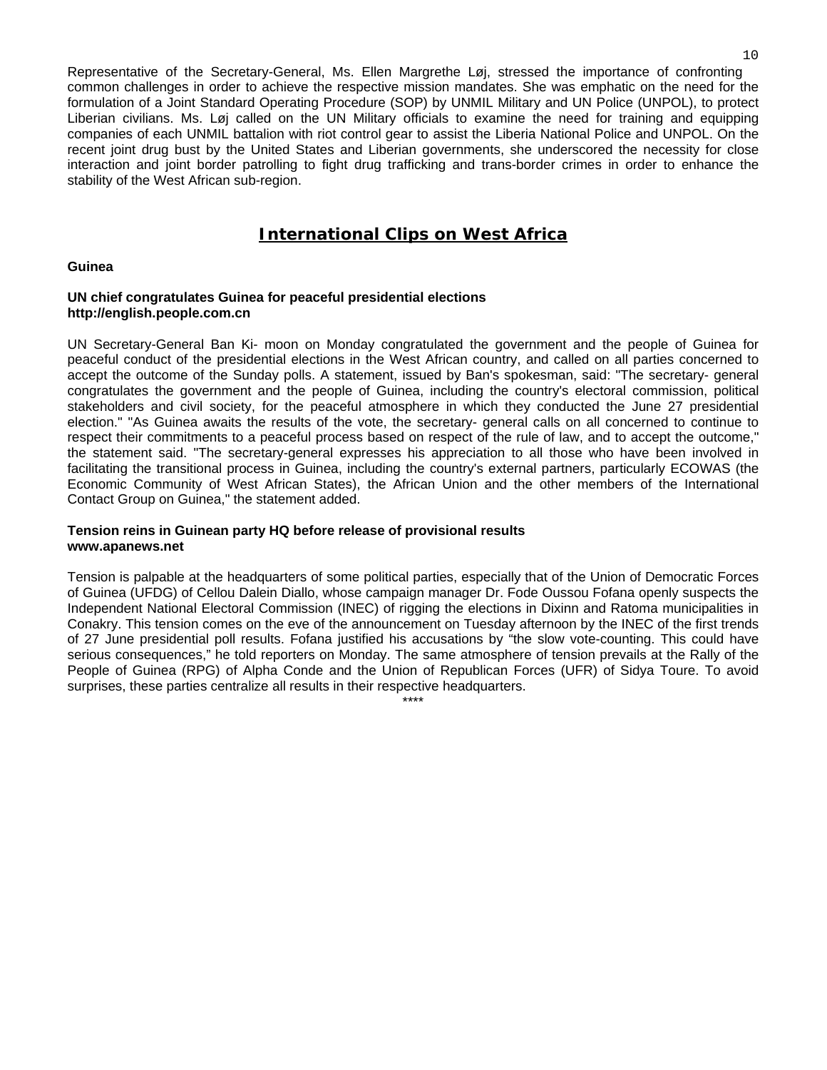Representative of the Secretary-General, Ms. Ellen Margrethe Løj, stressed the importance of confronting common challenges in order to achieve the respective mission mandates. She was emphatic on the need for the formulation of a Joint Standard Operating Procedure (SOP) by UNMIL Military and UN Police (UNPOL), to protect Liberian civilians. Ms. Løj called on the UN Military officials to examine the need for training and equipping companies of each UNMIL battalion with riot control gear to assist the Liberia National Police and UNPOL. On the recent joint drug bust by the United States and Liberian governments, she underscored the necessity for close interaction and joint border patrolling to fight drug trafficking and trans-border crimes in order to enhance the stability of the West African sub-region.

# International Clips on West Africa

**Guinea**

**UN chief congratulates Guinea for peaceful presidential elections**
**http://english.people.com.cn**

UN Secretary-General Ban Ki- moon on Monday congratulated the government and the people of Guinea for peaceful conduct of the presidential elections in the West African country, and called on all parties concerned to accept the outcome of the Sunday polls. A statement, issued by Ban's spokesman, said: "The secretary- general congratulates the government and the people of Guinea, including the country's electoral commission, political stakeholders and civil society, for the peaceful atmosphere in which they conducted the June 27 presidential election." "As Guinea awaits the results of the vote, the secretary- general calls on all concerned to continue to respect their commitments to a peaceful process based on respect of the rule of law, and to accept the outcome," the statement said. "The secretary-general expresses his appreciation to all those who have been involved in facilitating the transitional process in Guinea, including the country's external partners, particularly ECOWAS (the Economic Community of West African States), the African Union and the other members of the International Contact Group on Guinea," the statement added.

**Tension reins in Guinean party HQ before release of provisional results**
**www.apanews.net**

Tension is palpable at the headquarters of some political parties, especially that of the Union of Democratic Forces of Guinea (UFDG) of Cellou Dalein Diallo, whose campaign manager Dr. Fode Oussou Fofana openly suspects the Independent National Electoral Commission (INEC) of rigging the elections in Dixinn and Ratoma municipalities in Conakry. This tension comes on the eve of the announcement on Tuesday afternoon by the INEC of the first trends of 27 June presidential poll results. Fofana justified his accusations by "the slow vote-counting. This could have serious consequences," he told reporters on Monday. The same atmosphere of tension prevails at the Rally of the People of Guinea (RPG) of Alpha Conde and the Union of Republican Forces (UFR) of Sidya Toure. To avoid surprises, these parties centralize all results in their respective headquarters.

****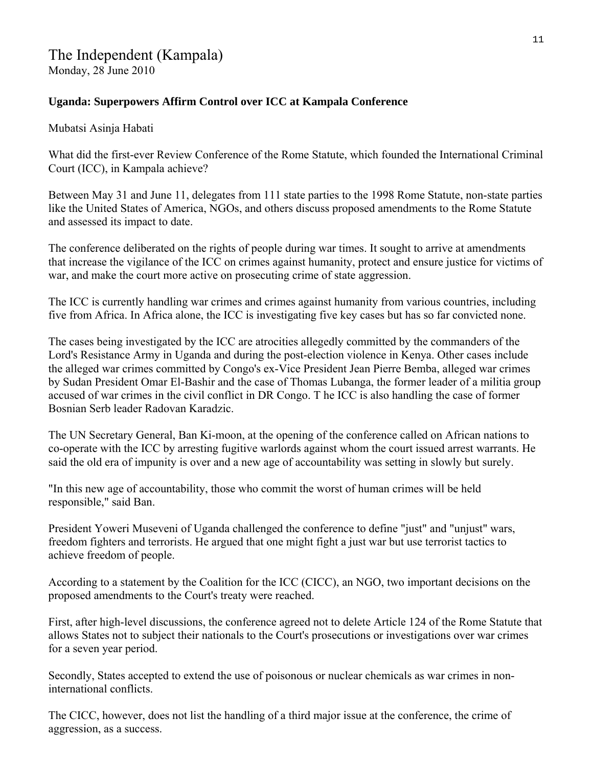# The Independent (Kampala)

Monday, 28 June 2010

**Uganda: Superpowers Affirm Control over ICC at Kampala Conference**

Mubatsi Asinja Habati

What did the first-ever Review Conference of the Rome Statute, which founded the International Criminal Court (ICC), in Kampala achieve?

Between May 31 and June 11, delegates from 111 state parties to the 1998 Rome Statute, non-state parties like the United States of America, NGOs, and others discuss proposed amendments to the Rome Statute and assessed its impact to date.

The conference deliberated on the rights of people during war times. It sought to arrive at amendments that increase the vigilance of the ICC on crimes against humanity, protect and ensure justice for victims of war, and make the court more active on prosecuting crime of state aggression.

The ICC is currently handling war crimes and crimes against humanity from various countries, including five from Africa. In Africa alone, the ICC is investigating five key cases but has so far convicted none.

The cases being investigated by the ICC are atrocities allegedly committed by the commanders of the Lord's Resistance Army in Uganda and during the post-election violence in Kenya. Other cases include the alleged war crimes committed by Congo's ex-Vice President Jean Pierre Bemba, alleged war crimes by Sudan President Omar El-Bashir and the case of Thomas Lubanga, the former leader of a militia group accused of war crimes in the civil conflict in DR Congo. T he ICC is also handling the case of former Bosnian Serb leader Radovan Karadzic.

The UN Secretary General, Ban Ki-moon, at the opening of the conference called on African nations to co-operate with the ICC by arresting fugitive warlords against whom the court issued arrest warrants. He said the old era of impunity is over and a new age of accountability was setting in slowly but surely.

"In this new age of accountability, those who commit the worst of human crimes will be held responsible," said Ban.

President Yoweri Museveni of Uganda challenged the conference to define "just" and "unjust" wars, freedom fighters and terrorists. He argued that one might fight a just war but use terrorist tactics to achieve freedom of people.

According to a statement by the Coalition for the ICC (CICC), an NGO, two important decisions on the proposed amendments to the Court's treaty were reached.

First, after high-level discussions, the conference agreed not to delete Article 124 of the Rome Statute that allows States not to subject their nationals to the Court's prosecutions or investigations over war crimes for a seven year period.

Secondly, States accepted to extend the use of poisonous or nuclear chemicals as war crimes in non-international conflicts.

The CICC, however, does not list the handling of a third major issue at the conference, the crime of aggression, as a success.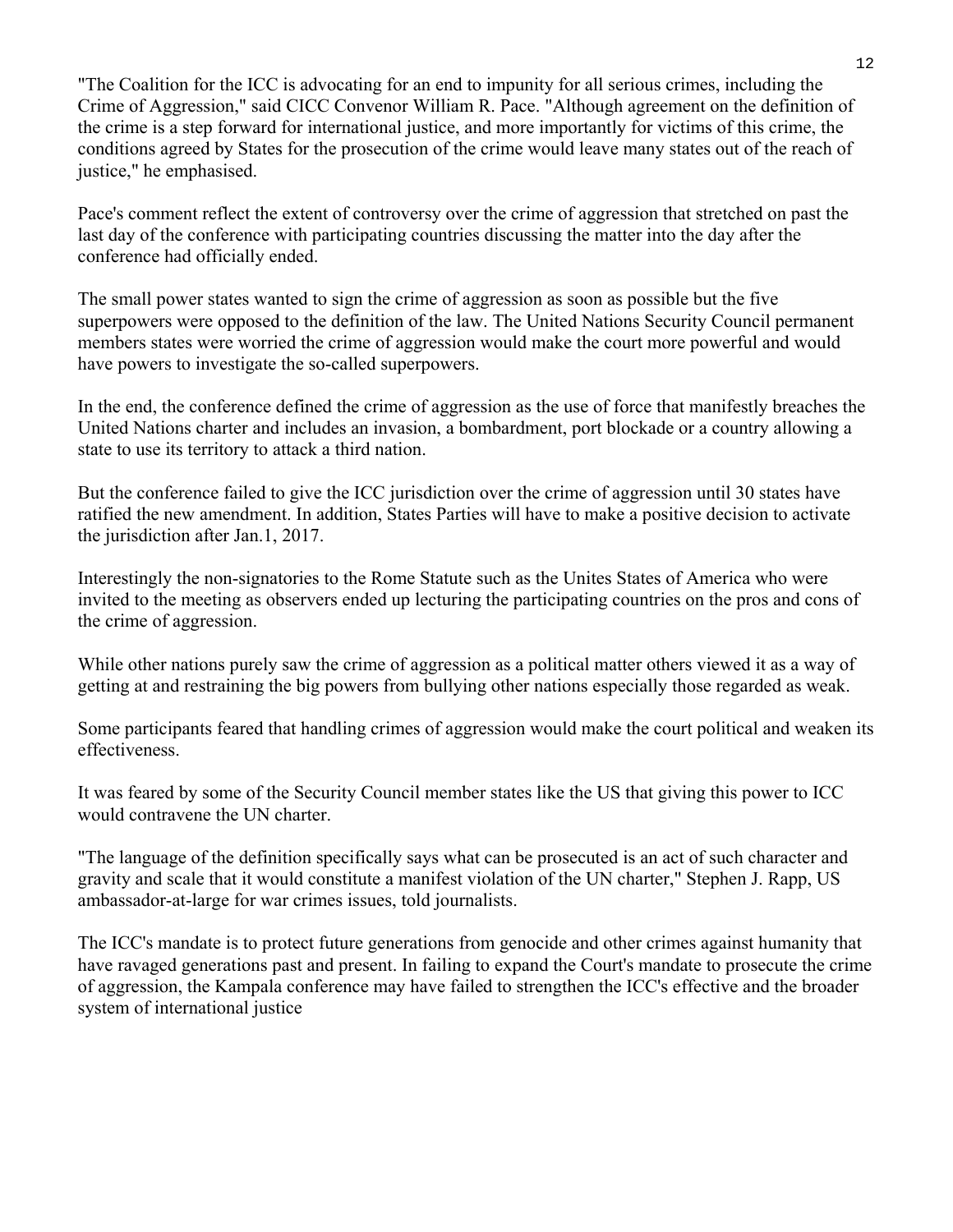"The Coalition for the ICC is advocating for an end to impunity for all serious crimes, including the Crime of Aggression," said CICC Convenor William R. Pace. "Although agreement on the definition of the crime is a step forward for international justice, and more importantly for victims of this crime, the conditions agreed by States for the prosecution of the crime would leave many states out of the reach of justice," he emphasised.

Pace's comment reflect the extent of controversy over the crime of aggression that stretched on past the last day of the conference with participating countries discussing the matter into the day after the conference had officially ended.

The small power states wanted to sign the crime of aggression as soon as possible but the five superpowers were opposed to the definition of the law. The United Nations Security Council permanent members states were worried the crime of aggression would make the court more powerful and would have powers to investigate the so-called superpowers.

In the end, the conference defined the crime of aggression as the use of force that manifestly breaches the United Nations charter and includes an invasion, a bombardment, port blockade or a country allowing a state to use its territory to attack a third nation.

But the conference failed to give the ICC jurisdiction over the crime of aggression until 30 states have ratified the new amendment. In addition, States Parties will have to make a positive decision to activate the jurisdiction after Jan.1, 2017.

Interestingly the non-signatories to the Rome Statute such as the Unites States of America who were invited to the meeting as observers ended up lecturing the participating countries on the pros and cons of the crime of aggression.

While other nations purely saw the crime of aggression as a political matter others viewed it as a way of getting at and restraining the big powers from bullying other nations especially those regarded as weak.

Some participants feared that handling crimes of aggression would make the court political and weaken its effectiveness.

It was feared by some of the Security Council member states like the US that giving this power to ICC would contravene the UN charter.

"The language of the definition specifically says what can be prosecuted is an act of such character and gravity and scale that it would constitute a manifest violation of the UN charter," Stephen J. Rapp, US ambassador-at-large for war crimes issues, told journalists.

The ICC's mandate is to protect future generations from genocide and other crimes against humanity that have ravaged generations past and present. In failing to expand the Court's mandate to prosecute the crime of aggression, the Kampala conference may have failed to strengthen the ICC's effective and the broader system of international justice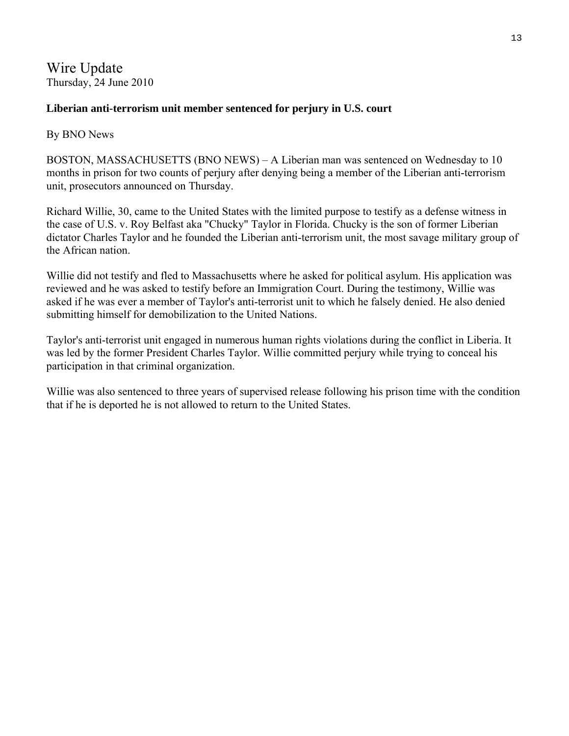# Wire Update

Thursday, 24 June 2010

**Liberian anti-terrorism unit member sentenced for perjury in U.S. court**

By BNO News

BOSTON, MASSACHUSETTS (BNO NEWS) – A Liberian man was sentenced on Wednesday to 10 months in prison for two counts of perjury after denying being a member of the Liberian anti-terrorism unit, prosecutors announced on Thursday.

Richard Willie, 30, came to the United States with the limited purpose to testify as a defense witness in the case of U.S. v. Roy Belfast aka "Chucky" Taylor in Florida. Chucky is the son of former Liberian dictator Charles Taylor and he founded the Liberian anti-terrorism unit, the most savage military group of the African nation.

Willie did not testify and fled to Massachusetts where he asked for political asylum. His application was reviewed and he was asked to testify before an Immigration Court. During the testimony, Willie was asked if he was ever a member of Taylor's anti-terrorist unit to which he falsely denied. He also denied submitting himself for demobilization to the United Nations.

Taylor's anti-terrorist unit engaged in numerous human rights violations during the conflict in Liberia. It was led by the former President Charles Taylor. Willie committed perjury while trying to conceal his participation in that criminal organization.

Willie was also sentenced to three years of supervised release following his prison time with the condition that if he is deported he is not allowed to return to the United States.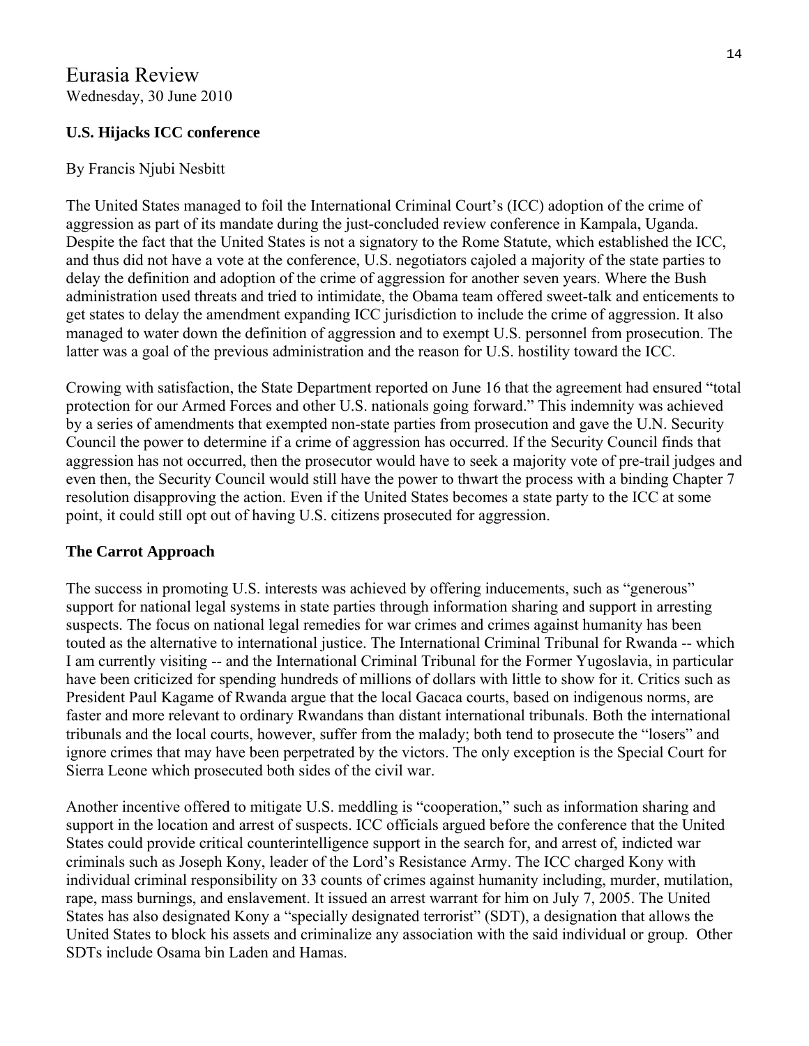Eurasia Review
Wednesday, 30 June 2010

**U.S. Hijacks ICC conference**

By Francis Njubi Nesbitt

The United States managed to foil the International Criminal Court's (ICC) adoption of the crime of aggression as part of its mandate during the just-concluded review conference in Kampala, Uganda. Despite the fact that the United States is not a signatory to the Rome Statute, which established the ICC, and thus did not have a vote at the conference, U.S. negotiators cajoled a majority of the state parties to delay the definition and adoption of the crime of aggression for another seven years. Where the Bush administration used threats and tried to intimidate, the Obama team offered sweet-talk and enticements to get states to delay the amendment expanding ICC jurisdiction to include the crime of aggression. It also managed to water down the definition of aggression and to exempt U.S. personnel from prosecution. The latter was a goal of the previous administration and the reason for U.S. hostility toward the ICC.

Crowing with satisfaction, the State Department reported on June 16 that the agreement had ensured "total protection for our Armed Forces and other U.S. nationals going forward." This indemnity was achieved by a series of amendments that exempted non-state parties from prosecution and gave the U.N. Security Council the power to determine if a crime of aggression has occurred. If the Security Council finds that aggression has not occurred, then the prosecutor would have to seek a majority vote of pre-trail judges and even then, the Security Council would still have the power to thwart the process with a binding Chapter 7 resolution disapproving the action. Even if the United States becomes a state party to the ICC at some point, it could still opt out of having U.S. citizens prosecuted for aggression.

**The Carrot Approach**

The success in promoting U.S. interests was achieved by offering inducements, such as "generous" support for national legal systems in state parties through information sharing and support in arresting suspects. The focus on national legal remedies for war crimes and crimes against humanity has been touted as the alternative to international justice. The International Criminal Tribunal for Rwanda -- which I am currently visiting -- and the International Criminal Tribunal for the Former Yugoslavia, in particular have been criticized for spending hundreds of millions of dollars with little to show for it. Critics such as President Paul Kagame of Rwanda argue that the local Gacaca courts, based on indigenous norms, are faster and more relevant to ordinary Rwandans than distant international tribunals. Both the international tribunals and the local courts, however, suffer from the malady; both tend to prosecute the "losers" and ignore crimes that may have been perpetrated by the victors. The only exception is the Special Court for Sierra Leone which prosecuted both sides of the civil war.

Another incentive offered to mitigate U.S. meddling is "cooperation," such as information sharing and support in the location and arrest of suspects. ICC officials argued before the conference that the United States could provide critical counterintelligence support in the search for, and arrest of, indicted war criminals such as Joseph Kony, leader of the Lord's Resistance Army. The ICC charged Kony with individual criminal responsibility on 33 counts of crimes against humanity including, murder, mutilation, rape, mass burnings, and enslavement. It issued an arrest warrant for him on July 7, 2005. The United States has also designated Kony a "specially designated terrorist" (SDT), a designation that allows the United States to block his assets and criminalize any association with the said individual or group. Other SDTs include Osama bin Laden and Hamas.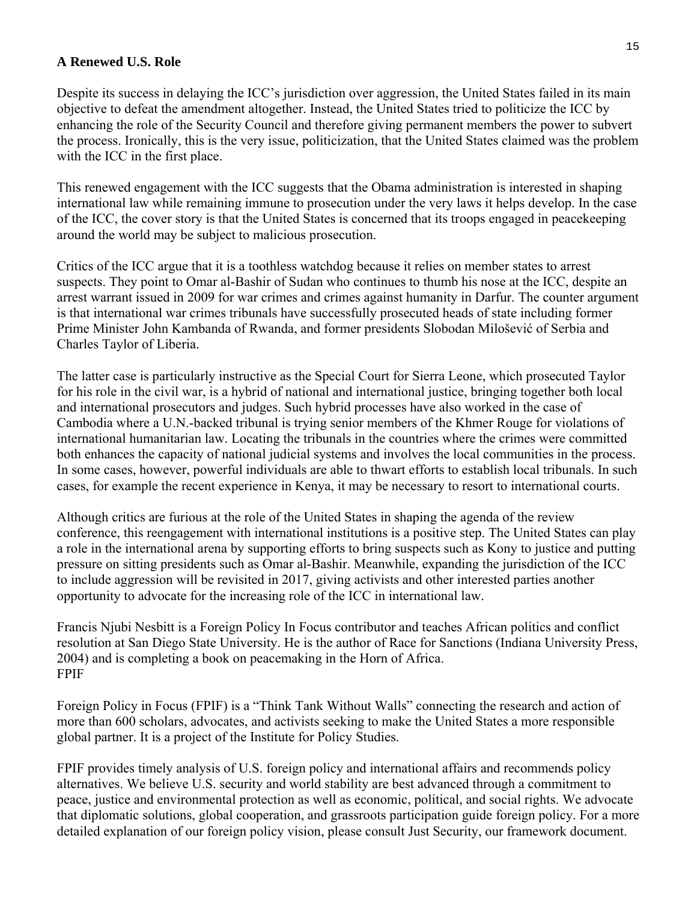## A Renewed U.S. Role

Despite its success in delaying the ICC's jurisdiction over aggression, the United States failed in its main objective to defeat the amendment altogether. Instead, the United States tried to politicize the ICC by enhancing the role of the Security Council and therefore giving permanent members the power to subvert the process. Ironically, this is the very issue, politicization, that the United States claimed was the problem with the ICC in the first place.

This renewed engagement with the ICC suggests that the Obama administration is interested in shaping international law while remaining immune to prosecution under the very laws it helps develop. In the case of the ICC, the cover story is that the United States is concerned that its troops engaged in peacekeeping around the world may be subject to malicious prosecution.

Critics of the ICC argue that it is a toothless watchdog because it relies on member states to arrest suspects. They point to Omar al-Bashir of Sudan who continues to thumb his nose at the ICC, despite an arrest warrant issued in 2009 for war crimes and crimes against humanity in Darfur. The counter argument is that international war crimes tribunals have successfully prosecuted heads of state including former Prime Minister John Kambanda of Rwanda, and former presidents Slobodan Milošević of Serbia and Charles Taylor of Liberia.

The latter case is particularly instructive as the Special Court for Sierra Leone, which prosecuted Taylor for his role in the civil war, is a hybrid of national and international justice, bringing together both local and international prosecutors and judges. Such hybrid processes have also worked in the case of Cambodia where a U.N.-backed tribunal is trying senior members of the Khmer Rouge for violations of international humanitarian law. Locating the tribunals in the countries where the crimes were committed both enhances the capacity of national judicial systems and involves the local communities in the process. In some cases, however, powerful individuals are able to thwart efforts to establish local tribunals. In such cases, for example the recent experience in Kenya, it may be necessary to resort to international courts.

Although critics are furious at the role of the United States in shaping the agenda of the review conference, this reengagement with international institutions is a positive step. The United States can play a role in the international arena by supporting efforts to bring suspects such as Kony to justice and putting pressure on sitting presidents such as Omar al-Bashir. Meanwhile, expanding the jurisdiction of the ICC to include aggression will be revisited in 2017, giving activists and other interested parties another opportunity to advocate for the increasing role of the ICC in international law.

Francis Njubi Nesbitt is a Foreign Policy In Focus contributor and teaches African politics and conflict resolution at San Diego State University. He is the author of Race for Sanctions (Indiana University Press, 2004) and is completing a book on peacemaking in the Horn of Africa.
FPIF

Foreign Policy in Focus (FPIF) is a "Think Tank Without Walls" connecting the research and action of more than 600 scholars, advocates, and activists seeking to make the United States a more responsible global partner. It is a project of the Institute for Policy Studies.

FPIF provides timely analysis of U.S. foreign policy and international affairs and recommends policy alternatives. We believe U.S. security and world stability are best advanced through a commitment to peace, justice and environmental protection as well as economic, political, and social rights. We advocate that diplomatic solutions, global cooperation, and grassroots participation guide foreign policy. For a more detailed explanation of our foreign policy vision, please consult Just Security, our framework document.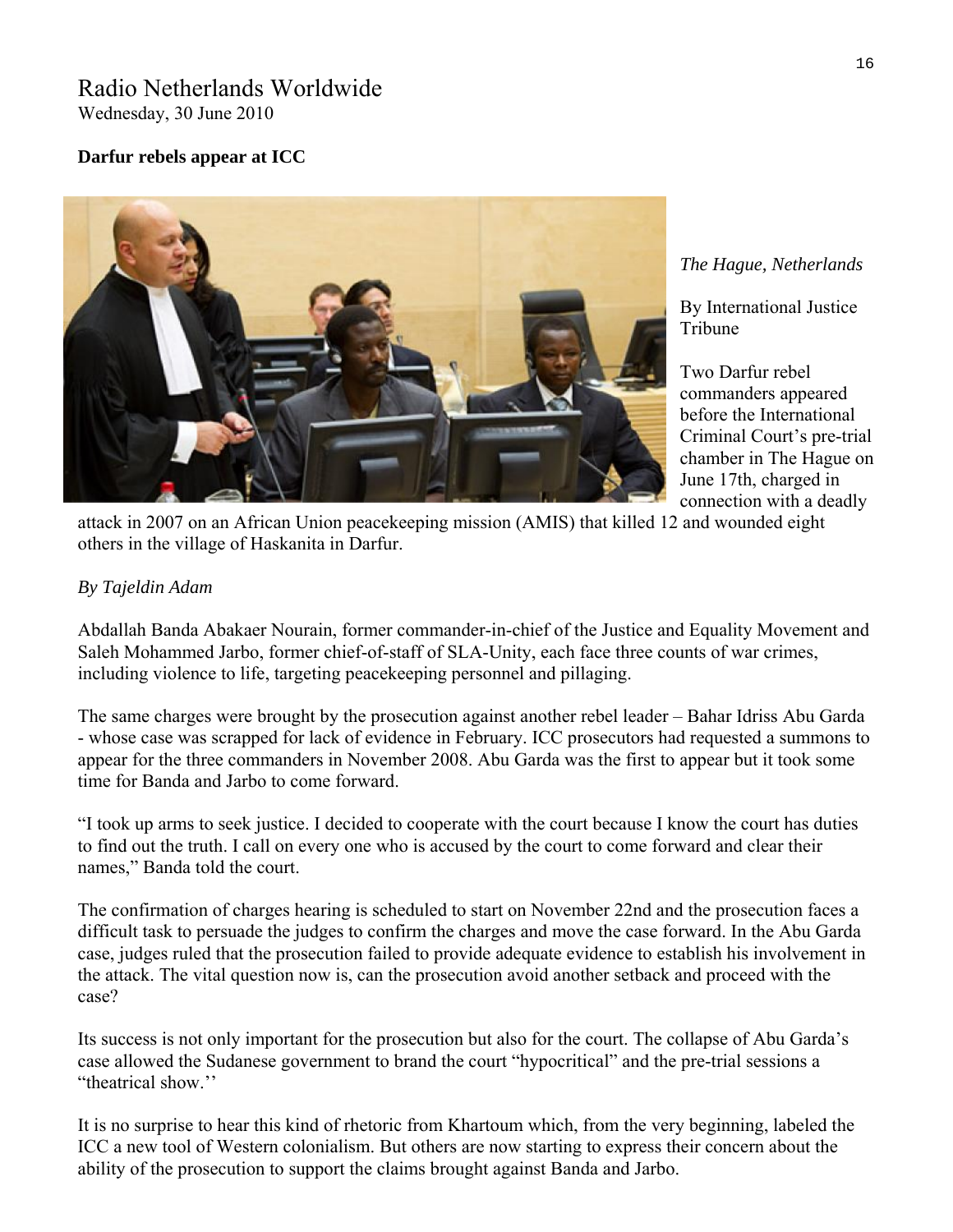Radio Netherlands Worldwide
Wednesday, 30 June 2010

**Darfur rebels appear at ICC**

*The Hague, Netherlands*

By International Justice Tribune

Two Darfur rebel commanders appeared before the International Criminal Court's pre-trial chamber in The Hague on June 17th, charged in connection with a deadly attack in 2007 on an African Union peacekeeping mission (AMIS) that killed 12 and wounded eight others in the village of Haskanita in Darfur.

*By Tajeldin Adam*

Abdallah Banda Abakaer Nourain, former commander-in-chief of the Justice and Equality Movement and Saleh Mohammed Jarbo, former chief-of-staff of SLA-Unity, each face three counts of war crimes, including violence to life, targeting peacekeeping personnel and pillaging.

The same charges were brought by the prosecution against another rebel leader – Bahar Idriss Abu Garda - whose case was scrapped for lack of evidence in February. ICC prosecutors had requested a summons to appear for the three commanders in November 2008. Abu Garda was the first to appear but it took some time for Banda and Jarbo to come forward.

"I took up arms to seek justice. I decided to cooperate with the court because I know the court has duties to find out the truth. I call on every one who is accused by the court to come forward and clear their names," Banda told the court.

The confirmation of charges hearing is scheduled to start on November 22nd and the prosecution faces a difficult task to persuade the judges to confirm the charges and move the case forward. In the Abu Garda case, judges ruled that the prosecution failed to provide adequate evidence to establish his involvement in the attack. The vital question now is, can the prosecution avoid another setback and proceed with the case?

Its success is not only important for the prosecution but also for the court. The collapse of Abu Garda's case allowed the Sudanese government to brand the court "hypocritical" and the pre-trial sessions a "theatrical show.''

It is no surprise to hear this kind of rhetoric from Khartoum which, from the very beginning, labeled the ICC a new tool of Western colonialism. But others are now starting to express their concern about the ability of the prosecution to support the claims brought against Banda and Jarbo.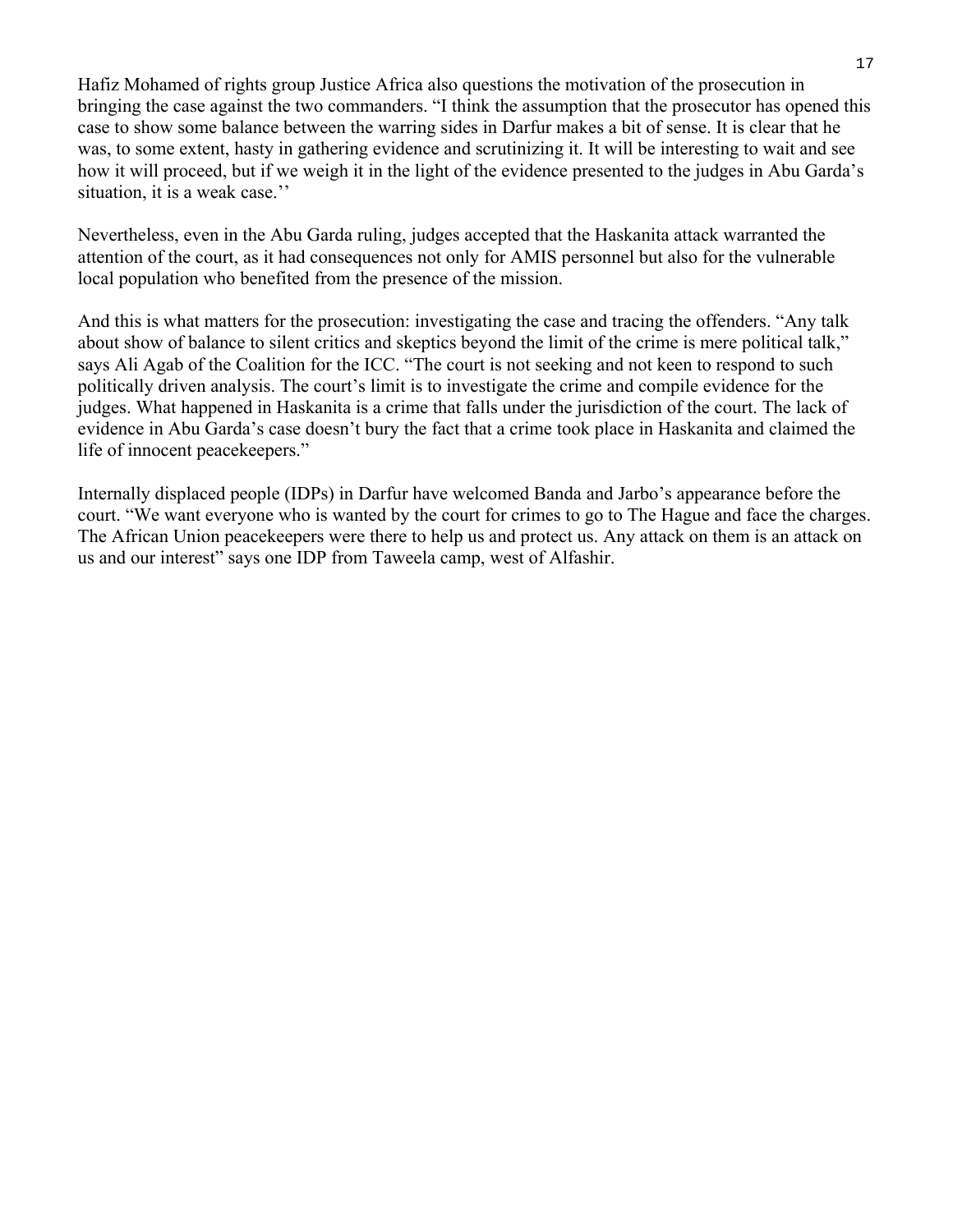Hafiz Mohamed of rights group Justice Africa also questions the motivation of the prosecution in bringing the case against the two commanders. "I think the assumption that the prosecutor has opened this case to show some balance between the warring sides in Darfur makes a bit of sense. It is clear that he was, to some extent, hasty in gathering evidence and scrutinizing it. It will be interesting to wait and see how it will proceed, but if we weigh it in the light of the evidence presented to the judges in Abu Garda's situation, it is a weak case.''

Nevertheless, even in the Abu Garda ruling, judges accepted that the Haskanita attack warranted the attention of the court, as it had consequences not only for AMIS personnel but also for the vulnerable local population who benefited from the presence of the mission.

And this is what matters for the prosecution: investigating the case and tracing the offenders. "Any talk about show of balance to silent critics and skeptics beyond the limit of the crime is mere political talk," says Ali Agab of the Coalition for the ICC. "The court is not seeking and not keen to respond to such politically driven analysis. The court's limit is to investigate the crime and compile evidence for the judges. What happened in Haskanita is a crime that falls under the jurisdiction of the court. The lack of evidence in Abu Garda's case doesn't bury the fact that a crime took place in Haskanita and claimed the life of innocent peacekeepers."

Internally displaced people (IDPs) in Darfur have welcomed Banda and Jarbo's appearance before the court. "We want everyone who is wanted by the court for crimes to go to The Hague and face the charges. The African Union peacekeepers were there to help us and protect us. Any attack on them is an attack on us and our interest" says one IDP from Taweela camp, west of Alfashir.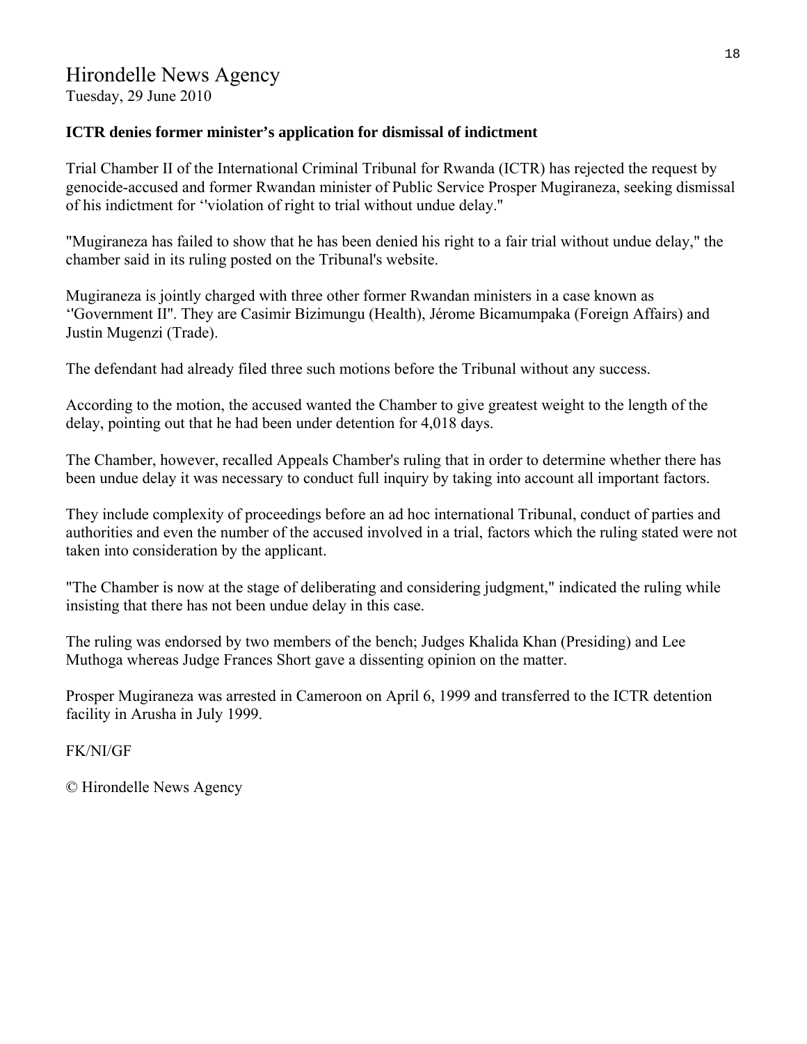# Hirondelle News Agency

Tuesday, 29 June 2010

**ICTR denies former minister's application for dismissal of indictment**

Trial Chamber II of the International Criminal Tribunal for Rwanda (ICTR) has rejected the request by genocide-accused and former Rwandan minister of Public Service Prosper Mugiraneza, seeking dismissal of his indictment for ''violation of right to trial without undue delay."

"Mugiraneza has failed to show that he has been denied his right to a fair trial without undue delay," the chamber said in its ruling posted on the Tribunal's website.

Mugiraneza is jointly charged with three other former Rwandan ministers in a case known as ''Government II". They are Casimir Bizimungu (Health), Jérome Bicamumpaka (Foreign Affairs) and Justin Mugenzi (Trade).

The defendant had already filed three such motions before the Tribunal without any success.

According to the motion, the accused wanted the Chamber to give greatest weight to the length of the delay, pointing out that he had been under detention for 4,018 days.

The Chamber, however, recalled Appeals Chamber's ruling that in order to determine whether there has been undue delay it was necessary to conduct full inquiry by taking into account all important factors.

They include complexity of proceedings before an ad hoc international Tribunal, conduct of parties and authorities and even the number of the accused involved in a trial, factors which the ruling stated were not taken into consideration by the applicant.

"The Chamber is now at the stage of deliberating and considering judgment," indicated the ruling while insisting that there has not been undue delay in this case.

The ruling was endorsed by two members of the bench; Judges Khalida Khan (Presiding) and Lee Muthoga whereas Judge Frances Short gave a dissenting opinion on the matter.

Prosper Mugiraneza was arrested in Cameroon on April 6, 1999 and transferred to the ICTR detention facility in Arusha in July 1999.

FK/NI/GF

© Hirondelle News Agency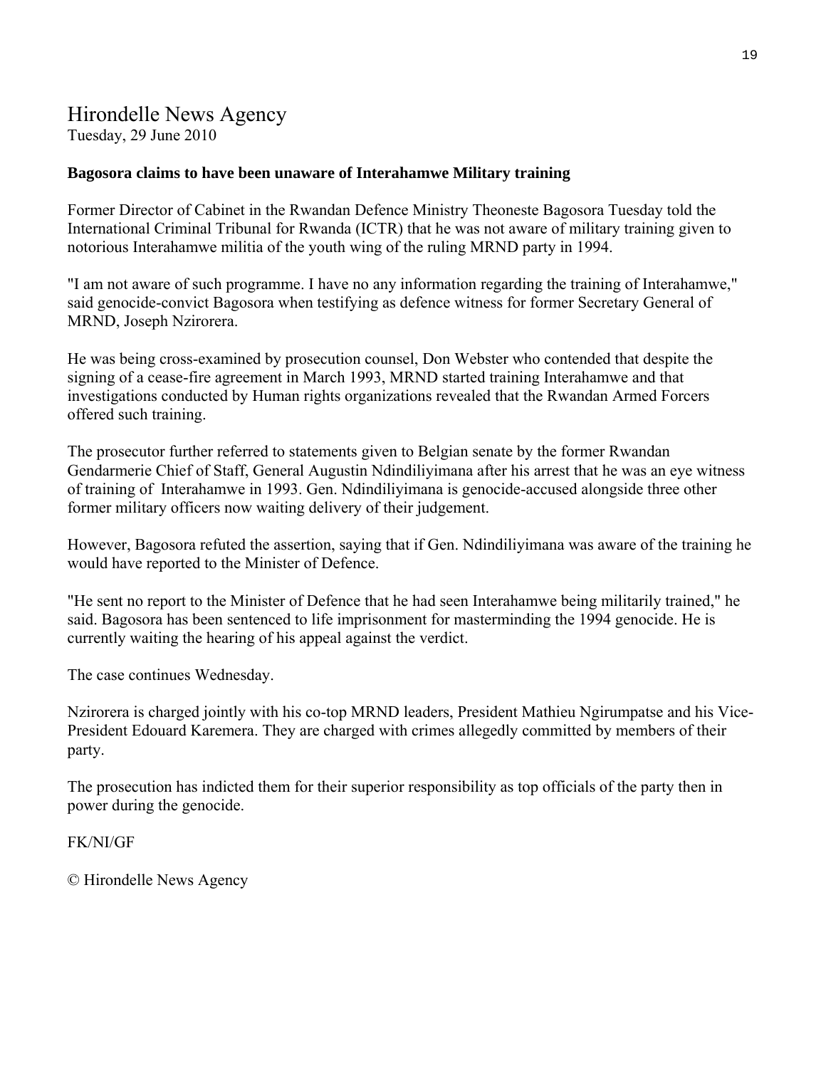# Hirondelle News Agency

Tuesday, 29 June 2010

**Bagosora claims to have been unaware of Interahamwe Military training**

Former Director of Cabinet in the Rwandan Defence Ministry Theoneste Bagosora Tuesday told the International Criminal Tribunal for Rwanda (ICTR) that he was not aware of military training given to notorious Interahamwe militia of the youth wing of the ruling MRND party in 1994.

"I am not aware of such programme. I have no any information regarding the training of Interahamwe," said genocide-convict Bagosora when testifying as defence witness for former Secretary General of MRND, Joseph Nzirorera.

He was being cross-examined by prosecution counsel, Don Webster who contended that despite the signing of a cease-fire agreement in March 1993, MRND started training Interahamwe and that investigations conducted by Human rights organizations revealed that the Rwandan Armed Forcers offered such training.

The prosecutor further referred to statements given to Belgian senate by the former Rwandan Gendarmerie Chief of Staff, General Augustin Ndindiliyimana after his arrest that he was an eye witness of training of Interahamwe in 1993. Gen. Ndindiliyimana is genocide-accused alongside three other former military officers now waiting delivery of their judgement.

However, Bagosora refuted the assertion, saying that if Gen. Ndindiliyimana was aware of the training he would have reported to the Minister of Defence.

"He sent no report to the Minister of Defence that he had seen Interahamwe being militarily trained," he said. Bagosora has been sentenced to life imprisonment for masterminding the 1994 genocide. He is currently waiting the hearing of his appeal against the verdict.

The case continues Wednesday.

Nzirorera is charged jointly with his co-top MRND leaders, President Mathieu Ngirumpatse and his Vice-President Edouard Karemera. They are charged with crimes allegedly committed by members of their party.

The prosecution has indicted them for their superior responsibility as top officials of the party then in power during the genocide.

FK/NI/GF

© Hirondelle News Agency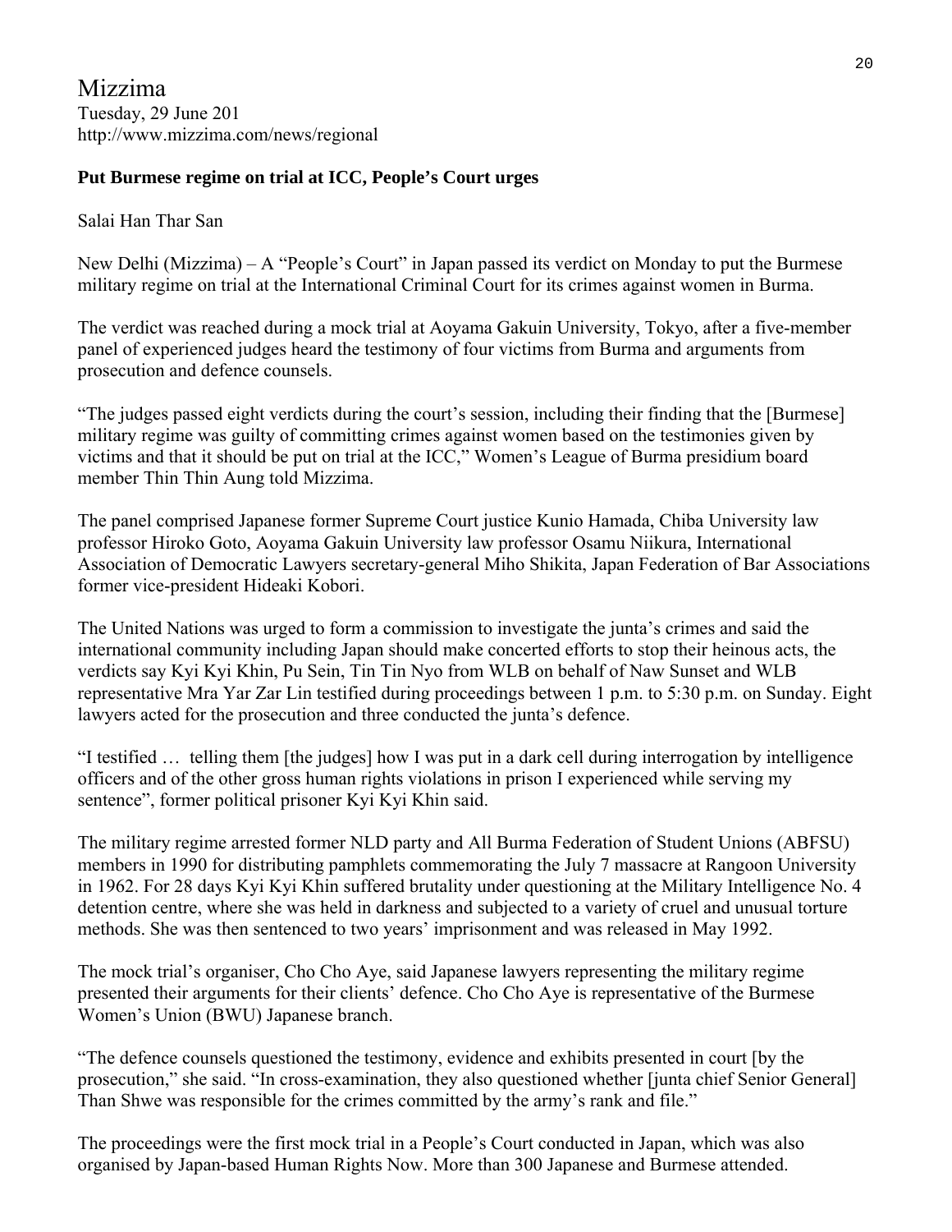Mizzima

Tuesday, 29 June 201

http://www.mizzima.com/news/regional

**Put Burmese regime on trial at ICC, People's Court urges**

Salai Han Thar San

New Delhi (Mizzima) – A "People's Court" in Japan passed its verdict on Monday to put the Burmese military regime on trial at the International Criminal Court for its crimes against women in Burma.

The verdict was reached during a mock trial at Aoyama Gakuin University, Tokyo, after a five-member panel of experienced judges heard the testimony of four victims from Burma and arguments from prosecution and defence counsels.

"The judges passed eight verdicts during the court's session, including their finding that the [Burmese] military regime was guilty of committing crimes against women based on the testimonies given by victims and that it should be put on trial at the ICC," Women's League of Burma presidium board member Thin Thin Aung told Mizzima.

The panel comprised Japanese former Supreme Court justice Kunio Hamada, Chiba University law professor Hiroko Goto, Aoyama Gakuin University law professor Osamu Niikura, International Association of Democratic Lawyers secretary-general Miho Shikita, Japan Federation of Bar Associations former vice-president Hideaki Kobori.

The United Nations was urged to form a commission to investigate the junta's crimes and said the international community including Japan should make concerted efforts to stop their heinous acts, the verdicts say Kyi Kyi Khin, Pu Sein, Tin Tin Nyo from WLB on behalf of Naw Sunset and WLB representative Mra Yar Zar Lin testified during proceedings between 1 p.m. to 5:30 p.m. on Sunday. Eight lawyers acted for the prosecution and three conducted the junta's defence.

"I testified … telling them [the judges] how I was put in a dark cell during interrogation by intelligence officers and of the other gross human rights violations in prison I experienced while serving my sentence", former political prisoner Kyi Kyi Khin said.

The military regime arrested former NLD party and All Burma Federation of Student Unions (ABFSU) members in 1990 for distributing pamphlets commemorating the July 7 massacre at Rangoon University in 1962. For 28 days Kyi Kyi Khin suffered brutality under questioning at the Military Intelligence No. 4 detention centre, where she was held in darkness and subjected to a variety of cruel and unusual torture methods. She was then sentenced to two years' imprisonment and was released in May 1992.

The mock trial's organiser, Cho Cho Aye, said Japanese lawyers representing the military regime presented their arguments for their clients' defence. Cho Cho Aye is representative of the Burmese Women's Union (BWU) Japanese branch.

"The defence counsels questioned the testimony, evidence and exhibits presented in court [by the prosecution," she said. "In cross-examination, they also questioned whether [junta chief Senior General] Than Shwe was responsible for the crimes committed by the army's rank and file."

The proceedings were the first mock trial in a People's Court conducted in Japan, which was also organised by Japan-based Human Rights Now. More than 300 Japanese and Burmese attended.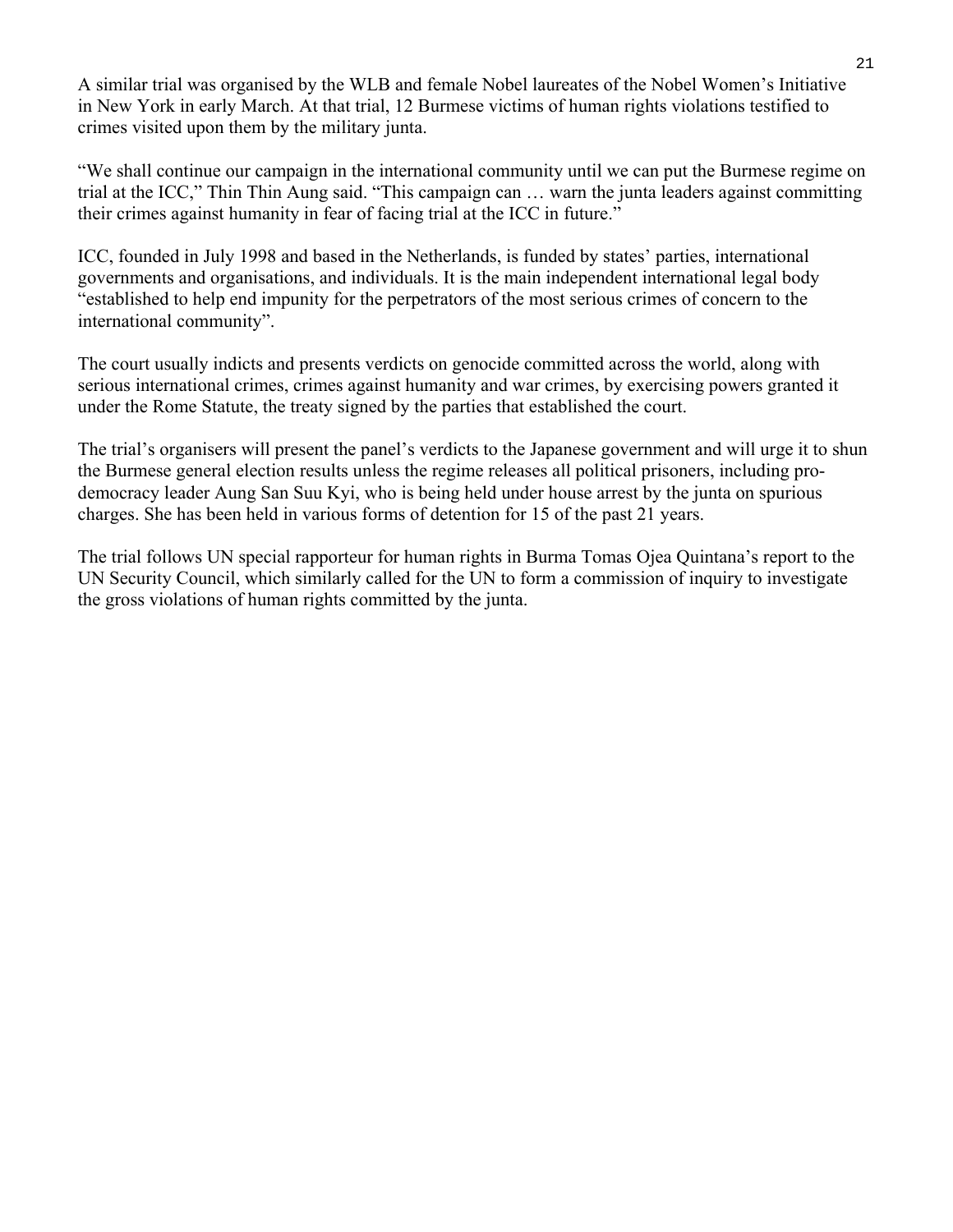A similar trial was organised by the WLB and female Nobel laureates of the Nobel Women's Initiative in New York in early March. At that trial, 12 Burmese victims of human rights violations testified to crimes visited upon them by the military junta.

"We shall continue our campaign in the international community until we can put the Burmese regime on trial at the ICC," Thin Thin Aung said. "This campaign can … warn the junta leaders against committing their crimes against humanity in fear of facing trial at the ICC in future."

ICC, founded in July 1998 and based in the Netherlands, is funded by states' parties, international governments and organisations, and individuals. It is the main independent international legal body "established to help end impunity for the perpetrators of the most serious crimes of concern to the international community".

The court usually indicts and presents verdicts on genocide committed across the world, along with serious international crimes, crimes against humanity and war crimes, by exercising powers granted it under the Rome Statute, the treaty signed by the parties that established the court.

The trial's organisers will present the panel's verdicts to the Japanese government and will urge it to shun the Burmese general election results unless the regime releases all political prisoners, including pro-democracy leader Aung San Suu Kyi, who is being held under house arrest by the junta on spurious charges. She has been held in various forms of detention for 15 of the past 21 years.

The trial follows UN special rapporteur for human rights in Burma Tomas Ojea Quintana's report to the UN Security Council, which similarly called for the UN to form a commission of inquiry to investigate the gross violations of human rights committed by the junta.